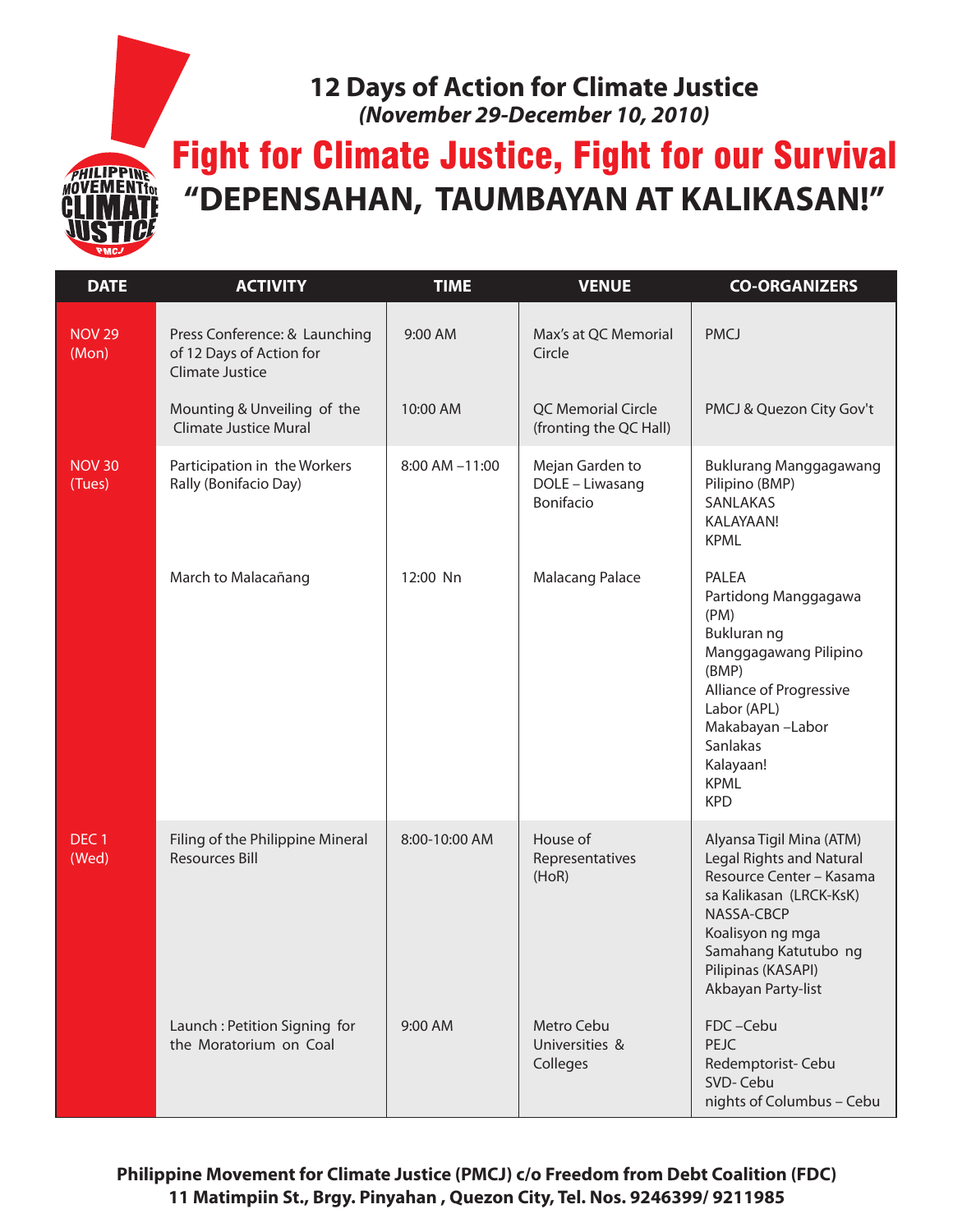# 12 Days of Action for Climate Justice

***(November 29-December 10, 2010)***

## Fight for Climate Justice, Fight for our Survival

## "DEPENSAHAN, TAUMBAYAN AT KALIKASAN!"

| DATE | ACTIVITY | TIME | VENUE | CO-ORGANIZERS |
|---|---|---|---|---|
| NOV 29 (Mon) | Press Conference: & Launching of 12 Days of Action for Climate Justice | 9:00 AM | Max's at QC Memorial Circle | PMCJ |
| | Mounting & Unveiling of the Climate Justice Mural | 10:00 AM | QC Memorial Circle (fronting the QC Hall) | PMCJ & Quezon City Gov't |
| NOV 30 (Tues) | Participation in the Workers Rally (Bonifacio Day) | 8:00 AM –11:00 | Mejan Garden to DOLE – Liwasang Bonifacio | Buklurang Manggagawang Pilipino (BMP)<br>SANLAKAS<br>KALAYAAN!<br>KPML |
| | March to Malacañang | 12:00 Nn | Malacang Palace | PALEA<br>Partidong Manggagawa (PM)<br>Bukluran ng Manggagawang Pilipino (BMP)<br>Alliance of Progressive Labor (APL)<br>Makabayan –Labor<br>Sanlakas<br>Kalayaan!<br>KPML<br>KPD |
| DEC 1 (Wed) | Filing of the Philippine Mineral Resources Bill | 8:00-10:00 AM | House of Representatives (HoR) | Alyansa Tigil Mina (ATM)<br>Legal Rights and Natural Resource Center – Kasama sa Kalikasan (LRCK-KsK)<br>NASSA-CBCP<br>Koalisyon ng mga Samahang Katutubo ng Pilipinas (KASAPI)<br>Akbayan Party-list |
| | Launch : Petition Signing for the Moratorium on Coal | 9:00 AM | Metro Cebu Universities & Colleges | FDC –Cebu<br>PEJC<br>Redemptorist- Cebu<br>SVD- Cebu<br>nights of Columbus – Cebu |

**Philippine Movement for Climate Justice (PMCJ) c/o Freedom from Debt Coalition (FDC)**
**11 Matimpiin St., Brgy. Pinyahan , Quezon City, Tel. Nos. 9246399/ 9211985**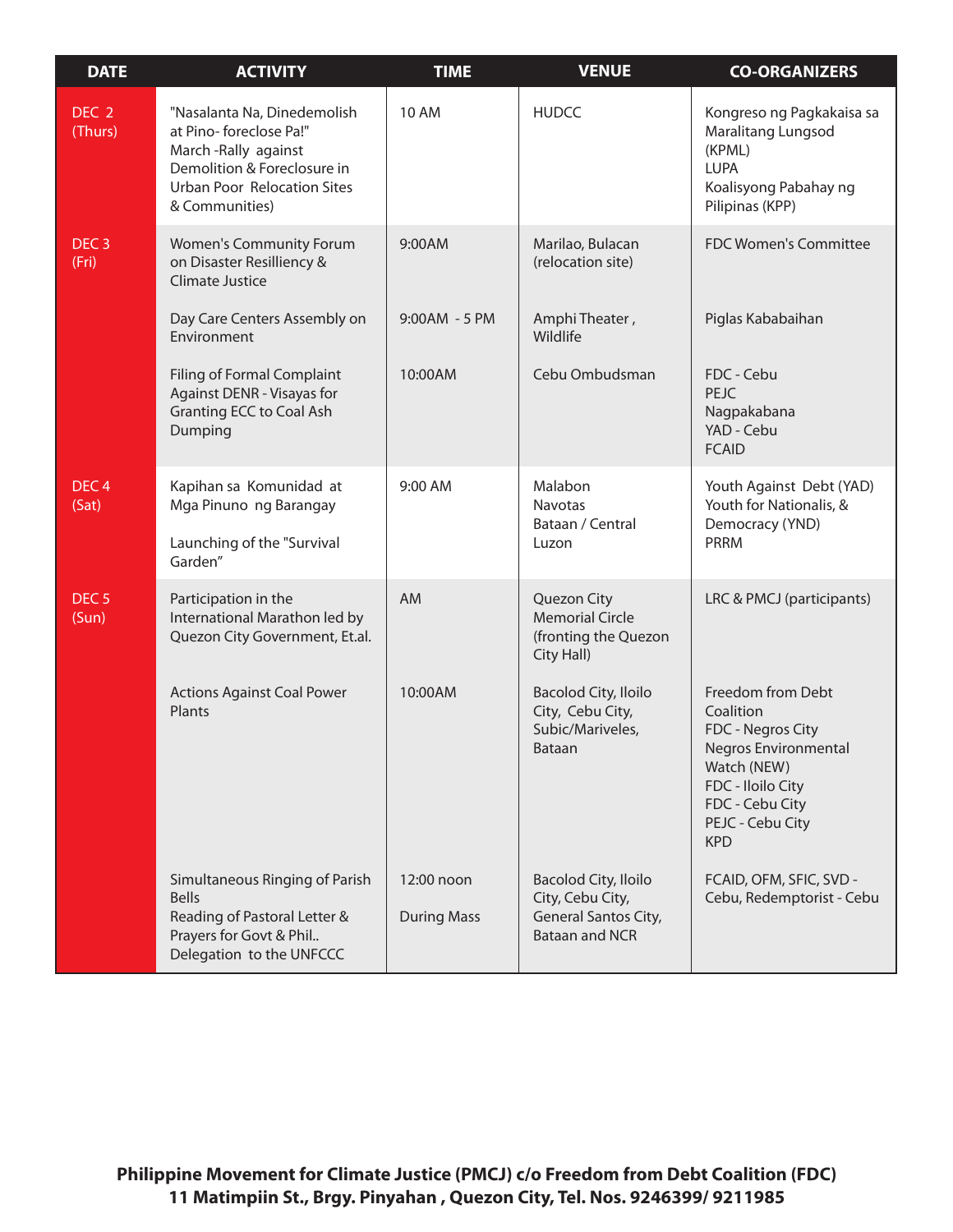| DATE | ACTIVITY | TIME | VENUE | CO-ORGANIZERS |
|---|---|---|---|---|
| DEC 2 (Thurs) | "Nasalanta Na, Dinedemolish at Pino- foreclose Pa!" March -Rally against Demolition & Foreclosure in Urban Poor Relocation Sites & Communities) | 10 AM | HUDCC | Kongreso ng Pagkakaisa sa Maralitang Lungsod (KPML)<br>LUPA<br>Koalisyong Pabahay ng Pilipinas (KPP) |
| DEC 3 (Fri) | Women's Community Forum on Disaster Resilliency & Climate Justice | 9:00AM | Marilao, Bulacan (relocation site) | FDC Women's Committee |
| | Day Care Centers Assembly on Environment | 9:00AM - 5 PM | Amphi Theater , Wildlife | Piglas Kababaihan |
| | Filing of Formal Complaint Against DENR - Visayas for Granting ECC to Coal Ash Dumping | 10:00AM | Cebu Ombudsman | FDC - Cebu<br>PEJC<br>Nagpakabana<br>YAD - Cebu<br>FCAID |
| DEC 4 (Sat) | Kapihan sa Komunidad at Mga Pinuno ng Barangay<br><br>Launching of the "Survival Garden" | 9:00 AM | Malabon<br>Navotas<br>Bataan / Central Luzon | Youth Against Debt (YAD)<br>Youth for Nationalis, & Democracy (YND)<br>PRRM |
| DEC 5 (Sun) | Participation in the International Marathon led by Quezon City Government, Et.al. | AM | Quezon City Memorial Circle (fronting the Quezon City Hall) | LRC & PMCJ (participants) |
| | Actions Against Coal Power Plants | 10:00AM | Bacolod City, Iloilo City, Cebu City, Subic/Mariveles, Bataan | Freedom from Debt Coalition<br>FDC - Negros City<br>Negros Environmental Watch (NEW)<br>FDC - Iloilo City<br>FDC - Cebu City<br>PEJC - Cebu City<br>KPD |
| | Simultaneous Ringing of Parish Bells<br>Reading of Pastoral Letter & Prayers for Govt & Phil.. Delegation to the UNFCCC | 12:00 noon<br><br>During Mass | Bacolod City, Iloilo City, Cebu City, General Santos City, Bataan and NCR | FCAID, OFM, SFIC, SVD - Cebu, Redemptorist - Cebu |

**Philippine Movement for Climate Justice (PMCJ) c/o Freedom from Debt Coalition (FDC)**
**11 Matimpiin St., Brgy. Pinyahan , Quezon City, Tel. Nos. 9246399/ 9211985**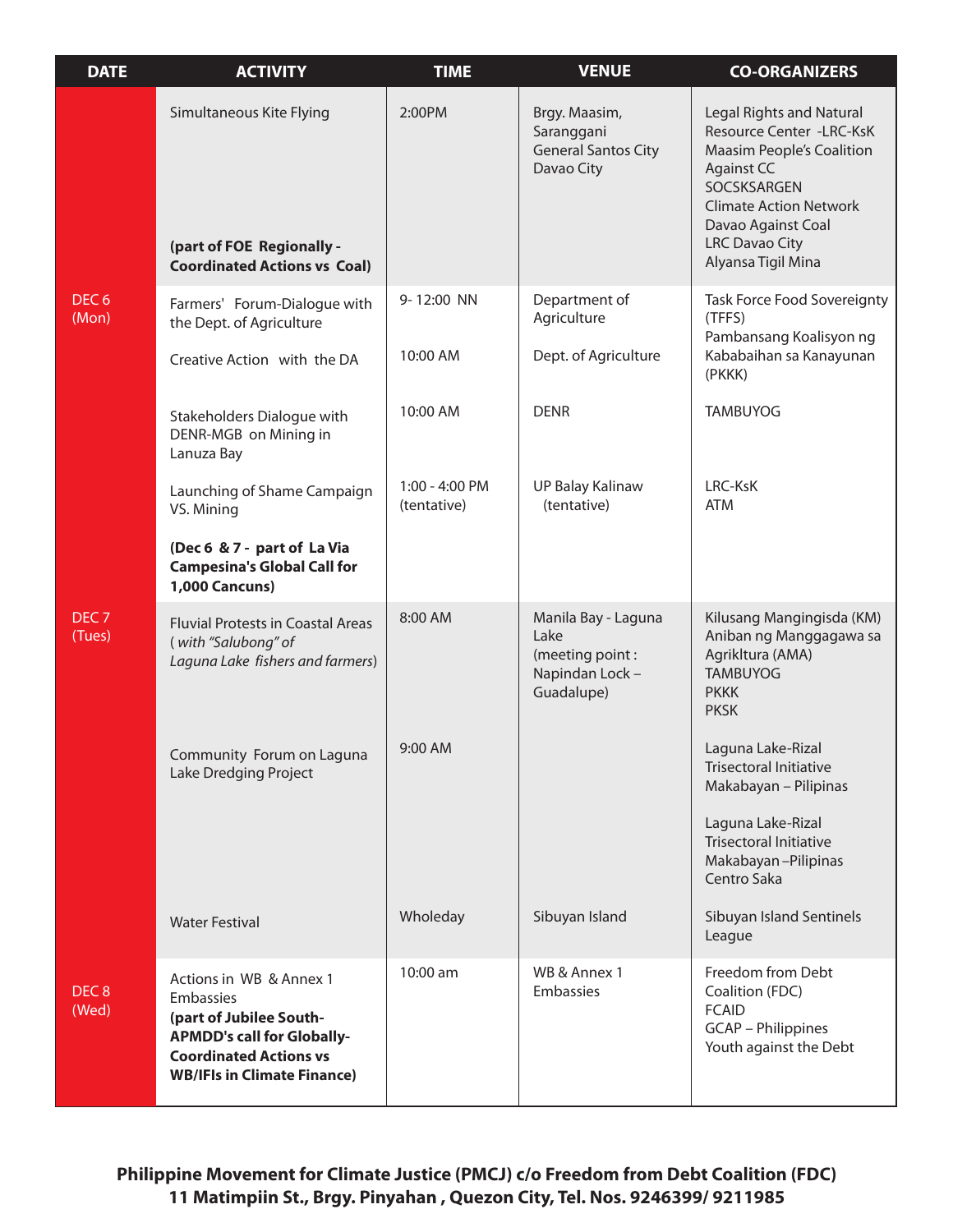| DATE | ACTIVITY | TIME | VENUE | CO-ORGANIZERS |
|---|---|---|---|---|
| DEC 6 (Mon) | Simultaneous Kite Flying<br><br>**(part of FOE Regionally - Coordinated Actions vs Coal)** | 2:00PM | Brgy. Maasim, Saranggani<br>General Santos City<br>Davao City | Legal Rights and Natural Resource Center -LRC-KsK<br>Maasim People's Coalition Against CC<br>SOCSKSARGEN<br>Climate Action Network<br>Davao Against Coal<br>LRC Davao City<br>Alyansa Tigil Mina |
| | Farmers' Forum-Dialogue with the Dept. of Agriculture | 9- 12:00 NN | Department of Agriculture | Task Force Food Sovereignty (TFFS)<br>Pambansang Koalisyon ng Kababaihan sa Kanayunan (PKKK) |
| | Creative Action with the DA | 10:00 AM | Dept. of Agriculture | |
| | Stakeholders Dialogue with DENR-MGB on Mining in Lanuza Bay | 10:00 AM | DENR | TAMBUYOG |
| | Launching of Shame Campaign VS. Mining<br><br>**(Dec 6 & 7 - part of La Via Campesina's Global Call for 1,000 Cancuns)** | 1:00 - 4:00 PM (tentative) | UP Balay Kalinaw (tentative) | LRC-KsK<br>ATM |
| DEC 7 (Tues) | Fluvial Protests in Coastal Areas (*with "Salubong" of Laguna Lake fishers and farmers*) | 8:00 AM | Manila Bay - Laguna Lake<br>(meeting point : Napindan Lock – Guadalupe) | Kilusang Mangingisda (KM)<br>Aniban ng Manggagawa sa Agrikltura (AMA)<br>TAMBUYOG<br>PKKK<br>PKSK |
| | Community Forum on Laguna Lake Dredging Project | 9:00 AM | | Laguna Lake-Rizal Trisectoral Initiative<br>Makabayan – Pilipinas<br><br>Laguna Lake-Rizal Trisectoral Initiative<br>Makabayan –Pilipinas<br>Centro Saka |
| | Water Festival | Wholeday | Sibuyan Island | Sibuyan Island Sentinels League |
| DEC 8 (Wed) | Actions in WB & Annex 1 Embassies<br>**(part of Jubilee South-APMDD's call for Globally-Coordinated Actions vs WB/IFIs in Climate Finance)** | 10:00 am | WB & Annex 1 Embassies | Freedom from Debt Coalition (FDC)<br>FCAID<br>GCAP – Philippines<br>Youth against the Debt |

**Philippine Movement for Climate Justice (PMCJ) c/o Freedom from Debt Coalition (FDC)**
**11 Matimpiin St., Brgy. Pinyahan , Quezon City, Tel. Nos. 9246399/ 9211985**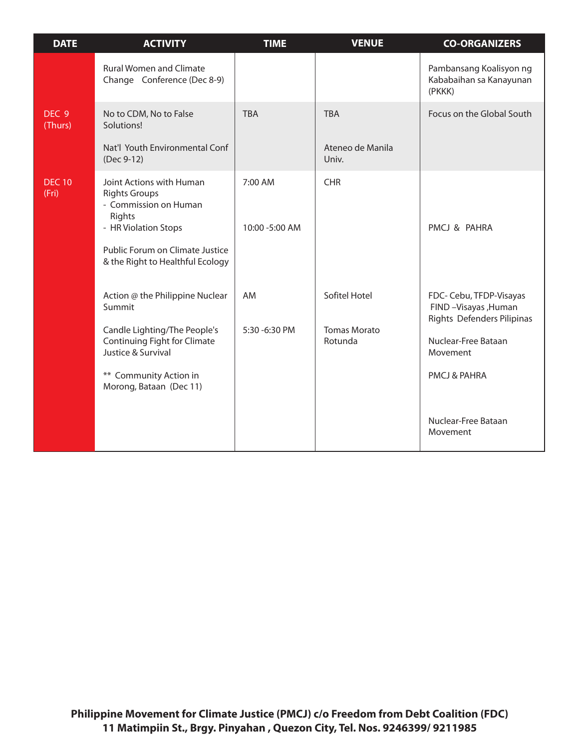| DATE | ACTIVITY | TIME | VENUE | CO-ORGANIZERS |
|---|---|---|---|---|
| | Rural Women and Climate Change Conference (Dec 8-9) | | | Pambansang Koalisyon ng Kababaihan sa Kanayunan (PKKK) |
| DEC 9 (Thurs) | No to CDM, No to False Solutions! | TBA | TBA | Focus on the Global South |
| | Nat'l Youth Environmental Conf (Dec 9-12) | | Ateneo de Manila Univ. | |
| DEC 10 (Fri) | Joint Actions with Human Rights Groups<br>- Commission on Human Rights | 7:00 AM | CHR | |
| | - HR Violation Stops | 10:00 -5:00 AM | | PMCJ & PAHRA |
| | Public Forum on Climate Justice & the Right to Healthful Ecology | | | |
| | Action @ the Philippine Nuclear Summit | AM | Sofitel Hotel | FDC- Cebu, TFDP-Visayas FIND –Visayas ,Human Rights Defenders Pilipinas |
| | Candle Lighting/The People's Continuing Fight for Climate Justice & Survival | 5:30 -6:30 PM | Tomas Morato Rotunda | Nuclear-Free Bataan Movement |
| | ** Community Action in Morong, Bataan (Dec 11) | | | PMCJ & PAHRA |
| | | | | Nuclear-Free Bataan Movement |

**Philippine Movement for Climate Justice (PMCJ) c/o Freedom from Debt Coalition (FDC)**
**11 Matimpiin St., Brgy. Pinyahan , Quezon City, Tel. Nos. 9246399/ 9211985**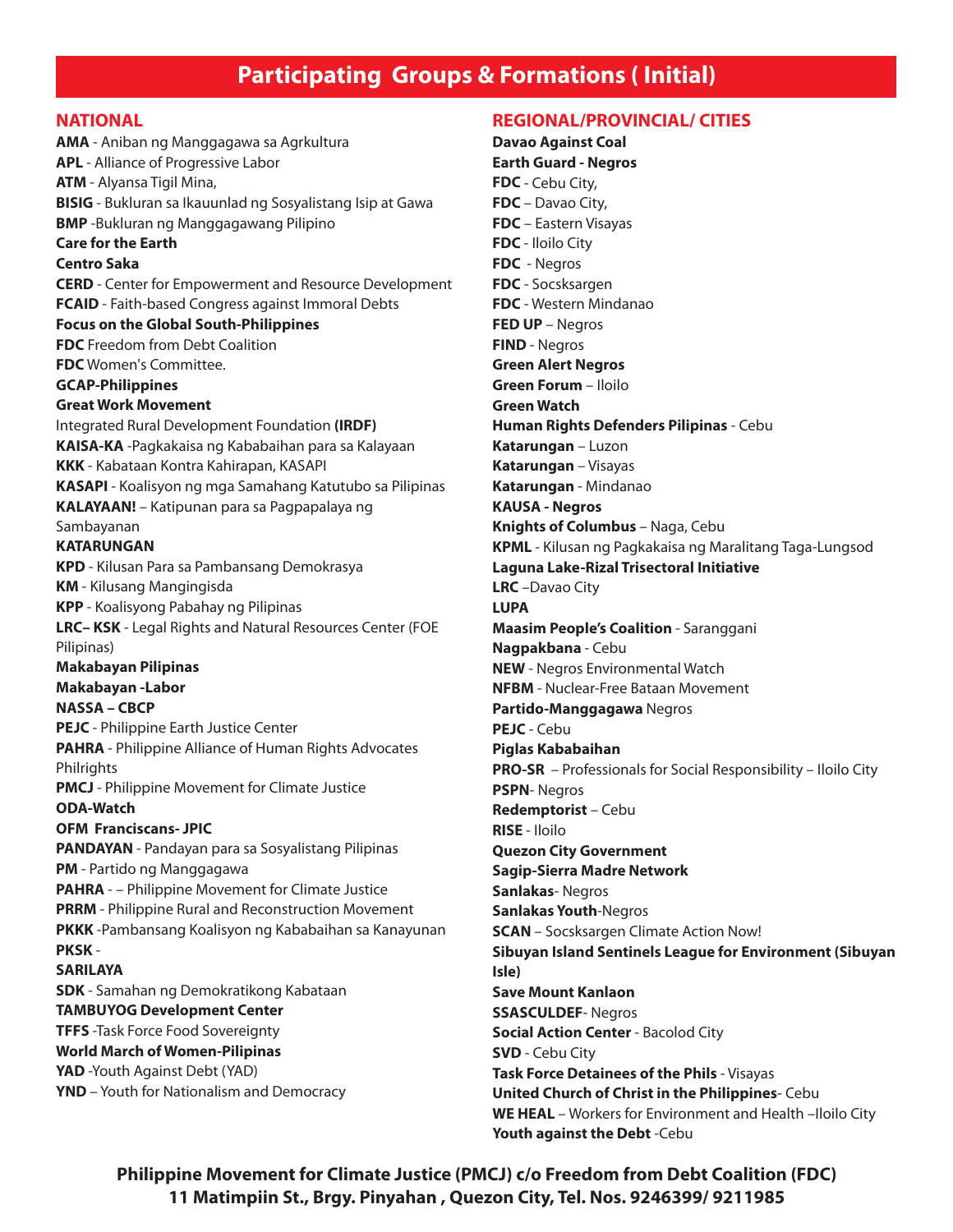## Participating Groups & Formations ( Initial)

### NATIONAL

**AMA** - Aniban ng Manggagawa sa Agrkultura
**APL** - Alliance of Progressive Labor
**ATM** - Alyansa Tigil Mina,
**BISIG** - Bukluran sa Ikauunlad ng Sosyalistang Isip at Gawa
**BMP** -Bukluran ng Manggagawang Pilipino
**Care for the Earth**
**Centro Saka**
**CERD** - Center for Empowerment and Resource Development
**FCAID** - Faith-based Congress against Immoral Debts
**Focus on the Global South-Philippines**
**FDC** Freedom from Debt Coalition
**FDC** Women's Committee.
**GCAP-Philippines**
**Great Work Movement**
Integrated Rural Development Foundation **(IRDF)**
**KAISA-KA** -Pagkakaisa ng Kababaihan para sa Kalayaan
**KKK** - Kabataan Kontra Kahirapan, KASAPI
**KASAPI** - Koalisyon ng mga Samahang Katutubo sa Pilipinas
**KALAYAAN!** – Katipunan para sa Pagpapalaya ng Sambayanan
**KATARUNGAN**
**KPD** - Kilusan Para sa Pambansang Demokrasya
**KM** - Kilusang Mangingisda
**KPP** - Koalisyong Pabahay ng Pilipinas
**LRC– KSK** - Legal Rights and Natural Resources Center (FOE Pilipinas)
**Makabayan Pilipinas**
**Makabayan -Labor**
**NASSA – CBCP**
**PEJC** - Philippine Earth Justice Center
**PAHRA** - Philippine Alliance of Human Rights Advocates Philrights
**PMCJ** - Philippine Movement for Climate Justice
**ODA-Watch**
**OFM Franciscans- JPIC**
**PANDAYAN** - Pandayan para sa Sosyalistang Pilipinas
**PM** - Partido ng Manggagawa
**PAHRA** - – Philippine Movement for Climate Justice
**PRRM** - Philippine Rural and Reconstruction Movement
**PKKK** -Pambansang Koalisyon ng Kababaihan sa Kanayunan
**PKSK** -
**SARILAYA**
**SDK** - Samahan ng Demokratikong Kabataan
**TAMBUYOG Development Center**
**TFFS** -Task Force Food Sovereignty
**World March of Women-Pilipinas**
**YAD** -Youth Against Debt (YAD)
**YND** – Youth for Nationalism and Democracy

### REGIONAL/PROVINCIAL/ CITIES

**Davao Against Coal**
**Earth Guard - Negros**
**FDC** - Cebu City,
**FDC** – Davao City,
**FDC** – Eastern Visayas
**FDC** - Iloilo City
**FDC** - Negros
**FDC** - Socsksargen
**FDC** - Western Mindanao
**FED UP** – Negros
**FIND** - Negros
**Green Alert Negros**
**Green Forum** – Iloilo
**Green Watch**
**Human Rights Defenders Pilipinas** - Cebu
**Katarungan** – Luzon
**Katarungan** – Visayas
**Katarungan** - Mindanao
**KAUSA - Negros**
**Knights of Columbus** – Naga, Cebu
**KPML** - Kilusan ng Pagkakaisa ng Maralitang Taga-Lungsod
**Laguna Lake-Rizal Trisectoral Initiative**
**LRC** –Davao City
**LUPA**
**Maasim People's Coalition** - Saranggani
**Nagpakbana** - Cebu
**NEW** - Negros Environmental Watch
**NFBM** - Nuclear-Free Bataan Movement
**Partido-Manggagawa** Negros
**PEJC** - Cebu
**Piglas Kababaihan**
**PRO-SR** – Professionals for Social Responsibility – Iloilo City
**PSPN**- Negros
**Redemptorist** – Cebu
**RISE** - Iloilo
**Quezon City Government**
**Sagip-Sierra Madre Network**
**Sanlakas**- Negros
**Sanlakas Youth**-Negros
**SCAN** – Socsksargen Climate Action Now!
**Sibuyan Island Sentinels League for Environment (Sibuyan Isle)**
**Save Mount Kanlaon**
**SSASCULDEF**- Negros
**Social Action Center** - Bacolod City
**SVD** - Cebu City
**Task Force Detainees of the Phils** - Visayas
**United Church of Christ in the Philippines**- Cebu
**WE HEAL** – Workers for Environment and Health –Iloilo City
**Youth against the Debt** -Cebu

**Philippine Movement for Climate Justice (PMCJ) c/o Freedom from Debt Coalition (FDC)**
**11 Matimpiin St., Brgy. Pinyahan , Quezon City, Tel. Nos. 9246399/ 9211985**